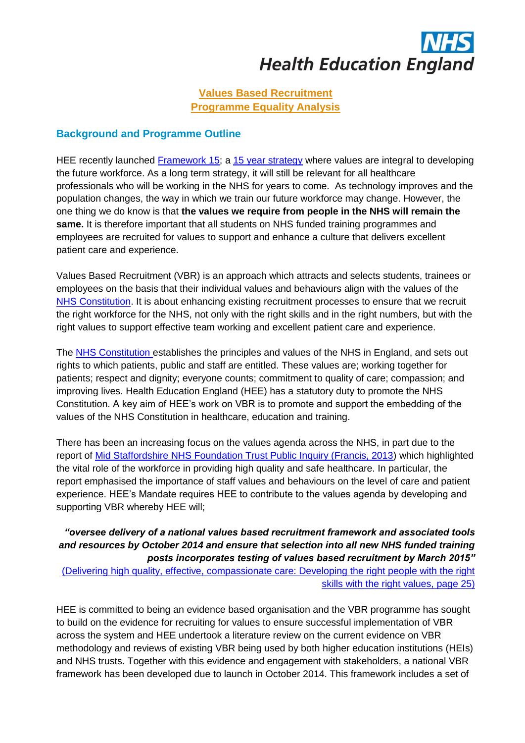# Values Based Recruitment Programme Equality Analysis

## Background and Programme Outline

HEE recently launched Framework 15; a 15 year strategy where values are integral to developing the future workforce. As a long term strategy, it will still be relevant for all healthcare professionals who will be working in the NHS for years to come. As technology improves and the population changes, the way in which we train our future workforce may change. However, the one thing we do know is that **the values we require from people in the NHS will remain the same.** It is therefore important that all students on NHS funded training programmes and employees are recruited for values to support and enhance a culture that delivers excellent patient care and experience.

Values Based Recruitment (VBR) is an approach which attracts and selects students, trainees or employees on the basis that their individual values and behaviours align with the values of the NHS Constitution. It is about enhancing existing recruitment processes to ensure that we recruit the right workforce for the NHS, not only with the right skills and in the right numbers, but with the right values to support effective team working and excellent patient care and experience.

The NHS Constitution establishes the principles and values of the NHS in England, and sets out rights to which patients, public and staff are entitled. These values are; working together for patients; respect and dignity; everyone counts; commitment to quality of care; compassion; and improving lives. Health Education England (HEE) has a statutory duty to promote the NHS Constitution. A key aim of HEE's work on VBR is to promote and support the embedding of the values of the NHS Constitution in healthcare, education and training.

There has been an increasing focus on the values agenda across the NHS, in part due to the report of Mid Staffordshire NHS Foundation Trust Public Inquiry (Francis, 2013) which highlighted the vital role of the workforce in providing high quality and safe healthcare. In particular, the report emphasised the importance of staff values and behaviours on the level of care and patient experience. HEE's Mandate requires HEE to contribute to the values agenda by developing and supporting VBR whereby HEE will;

> ***"oversee delivery of a national values based recruitment framework and associated tools and resources by October 2014 and ensure that selection into all new NHS funded training posts incorporates testing of values based recruitment by March 2015"***
> (Delivering high quality, effective, compassionate care: Developing the right people with the right skills with the right values, page 25)

HEE is committed to being an evidence based organisation and the VBR programme has sought to build on the evidence for recruiting for values to ensure successful implementation of VBR across the system and HEE undertook a literature review on the current evidence on VBR methodology and reviews of existing VBR being used by both higher education institutions (HEIs) and NHS trusts. Together with this evidence and engagement with stakeholders, a national VBR framework has been developed due to launch in October 2014. This framework includes a set of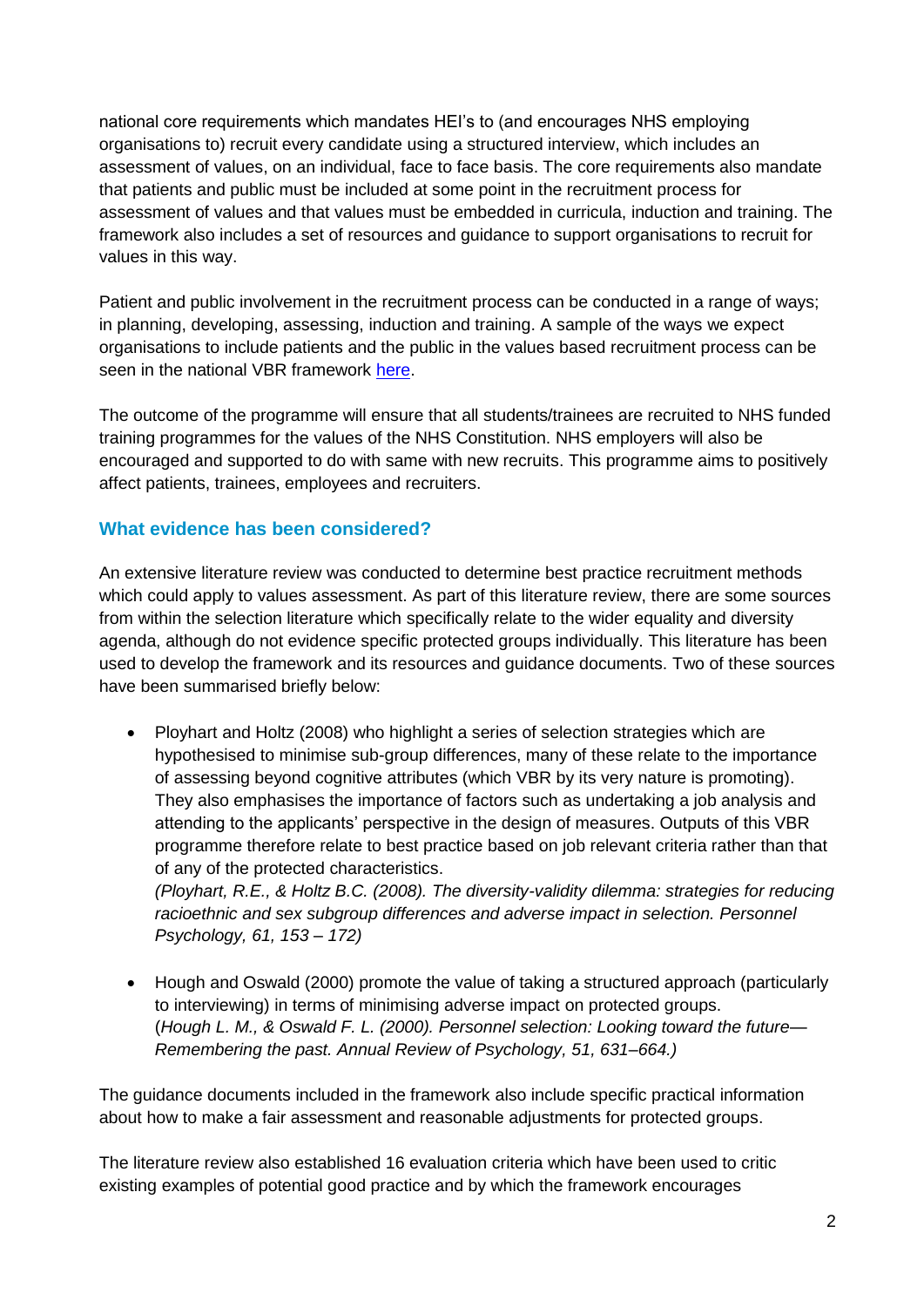national core requirements which mandates HEI's to (and encourages NHS employing organisations to) recruit every candidate using a structured interview, which includes an assessment of values, on an individual, face to face basis. The core requirements also mandate that patients and public must be included at some point in the recruitment process for assessment of values and that values must be embedded in curricula, induction and training. The framework also includes a set of resources and guidance to support organisations to recruit for values in this way.

Patient and public involvement in the recruitment process can be conducted in a range of ways; in planning, developing, assessing, induction and training. A sample of the ways we expect organisations to include patients and the public in the values based recruitment process can be seen in the national VBR framework here.

The outcome of the programme will ensure that all students/trainees are recruited to NHS funded training programmes for the values of the NHS Constitution. NHS employers will also be encouraged and supported to do with same with new recruits. This programme aims to positively affect patients, trainees, employees and recruiters.

## What evidence has been considered?

An extensive literature review was conducted to determine best practice recruitment methods which could apply to values assessment. As part of this literature review, there are some sources from within the selection literature which specifically relate to the wider equality and diversity agenda, although do not evidence specific protected groups individually. This literature has been used to develop the framework and its resources and guidance documents. Two of these sources have been summarised briefly below:

- Ployhart and Holtz (2008) who highlight a series of selection strategies which are hypothesised to minimise sub-group differences, many of these relate to the importance of assessing beyond cognitive attributes (which VBR by its very nature is promoting). They also emphasises the importance of factors such as undertaking a job analysis and attending to the applicants' perspective in the design of measures. Outputs of this VBR programme therefore relate to best practice based on job relevant criteria rather than that of any of the protected characteristics.
  *(Ployhart, R.E., & Holtz B.C. (2008). The diversity-validity dilemma: strategies for reducing racioethnic and sex subgroup differences and adverse impact in selection. Personnel Psychology, 61, 153 – 172)*

- Hough and Oswald (2000) promote the value of taking a structured approach (particularly to interviewing) in terms of minimising adverse impact on protected groups.
  (*Hough L. M., & Oswald F. L. (2000). Personnel selection: Looking toward the future—Remembering the past. Annual Review of Psychology, 51, 631–664.)*

The guidance documents included in the framework also include specific practical information about how to make a fair assessment and reasonable adjustments for protected groups.

The literature review also established 16 evaluation criteria which have been used to critic existing examples of potential good practice and by which the framework encourages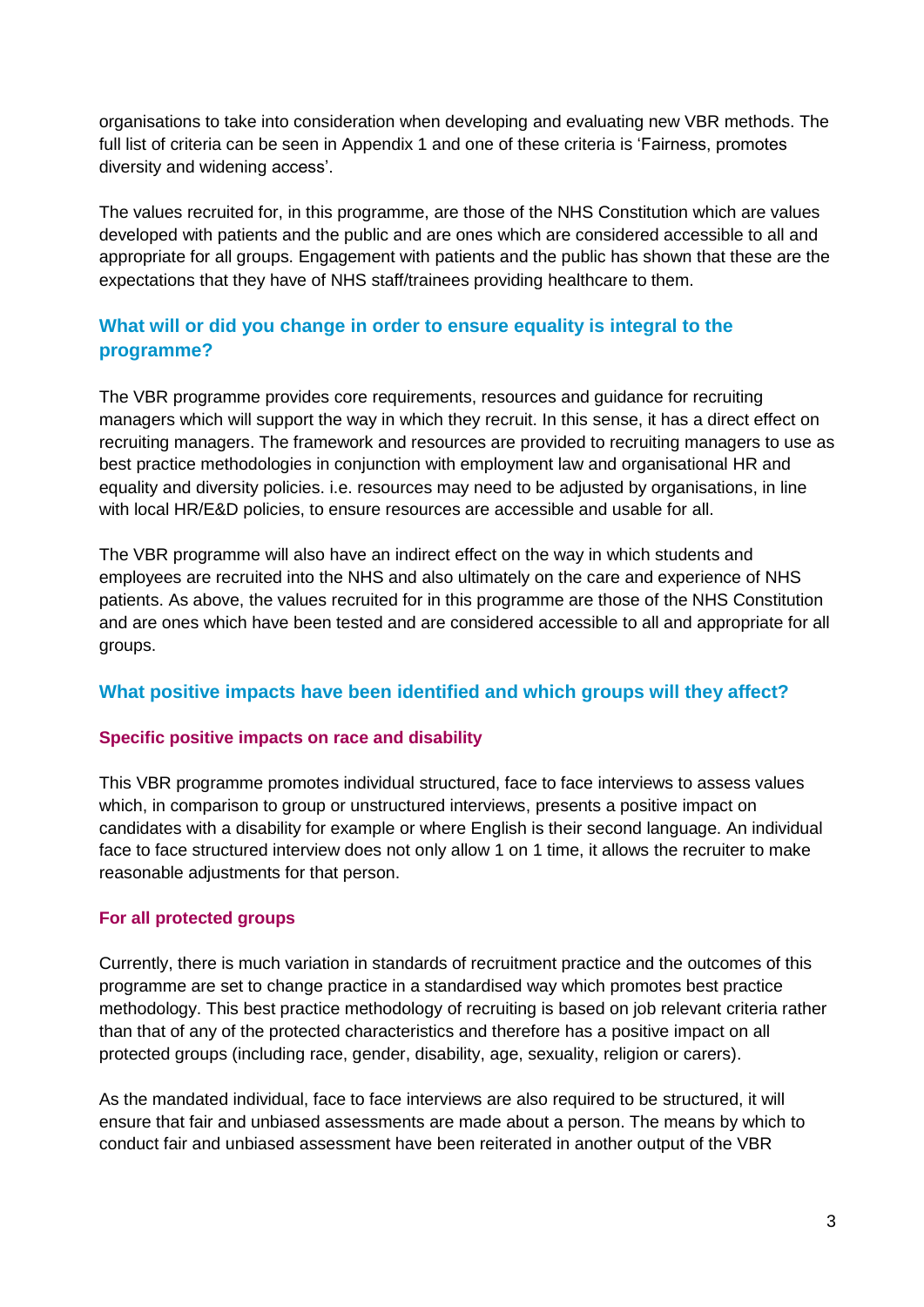organisations to take into consideration when developing and evaluating new VBR methods. The full list of criteria can be seen in Appendix 1 and one of these criteria is 'Fairness, promotes diversity and widening access'.

The values recruited for, in this programme, are those of the NHS Constitution which are values developed with patients and the public and are ones which are considered accessible to all and appropriate for all groups. Engagement with patients and the public has shown that these are the expectations that they have of NHS staff/trainees providing healthcare to them.

## What will or did you change in order to ensure equality is integral to the programme?

The VBR programme provides core requirements, resources and guidance for recruiting managers which will support the way in which they recruit. In this sense, it has a direct effect on recruiting managers. The framework and resources are provided to recruiting managers to use as best practice methodologies in conjunction with employment law and organisational HR and equality and diversity policies. i.e. resources may need to be adjusted by organisations, in line with local HR/E&D policies, to ensure resources are accessible and usable for all.

The VBR programme will also have an indirect effect on the way in which students and employees are recruited into the NHS and also ultimately on the care and experience of NHS patients. As above, the values recruited for in this programme are those of the NHS Constitution and are ones which have been tested and are considered accessible to all and appropriate for all groups.

## What positive impacts have been identified and which groups will they affect?

### Specific positive impacts on race and disability

This VBR programme promotes individual structured, face to face interviews to assess values which, in comparison to group or unstructured interviews, presents a positive impact on candidates with a disability for example or where English is their second language. An individual face to face structured interview does not only allow 1 on 1 time, it allows the recruiter to make reasonable adjustments for that person.

### For all protected groups

Currently, there is much variation in standards of recruitment practice and the outcomes of this programme are set to change practice in a standardised way which promotes best practice methodology. This best practice methodology of recruiting is based on job relevant criteria rather than that of any of the protected characteristics and therefore has a positive impact on all protected groups (including race, gender, disability, age, sexuality, religion or carers).

As the mandated individual, face to face interviews are also required to be structured, it will ensure that fair and unbiased assessments are made about a person. The means by which to conduct fair and unbiased assessment have been reiterated in another output of the VBR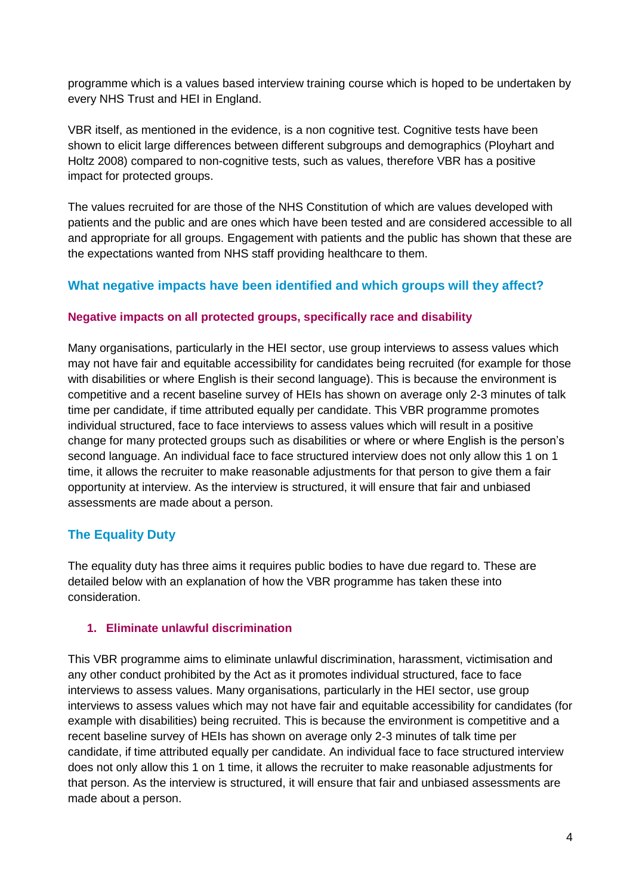programme which is a values based interview training course which is hoped to be undertaken by every NHS Trust and HEI in England.

VBR itself, as mentioned in the evidence, is a non cognitive test. Cognitive tests have been shown to elicit large differences between different subgroups and demographics (Ployhart and Holtz 2008) compared to non-cognitive tests, such as values, therefore VBR has a positive impact for protected groups.

The values recruited for are those of the NHS Constitution of which are values developed with patients and the public and are ones which have been tested and are considered accessible to all and appropriate for all groups. Engagement with patients and the public has shown that these are the expectations wanted from NHS staff providing healthcare to them.

## What negative impacts have been identified and which groups will they affect?

### Negative impacts on all protected groups, specifically race and disability

Many organisations, particularly in the HEI sector, use group interviews to assess values which may not have fair and equitable accessibility for candidates being recruited (for example for those with disabilities or where English is their second language). This is because the environment is competitive and a recent baseline survey of HEIs has shown on average only 2-3 minutes of talk time per candidate, if time attributed equally per candidate. This VBR programme promotes individual structured, face to face interviews to assess values which will result in a positive change for many protected groups such as disabilities or where or where English is the person's second language. An individual face to face structured interview does not only allow this 1 on 1 time, it allows the recruiter to make reasonable adjustments for that person to give them a fair opportunity at interview. As the interview is structured, it will ensure that fair and unbiased assessments are made about a person.

## The Equality Duty

The equality duty has three aims it requires public bodies to have due regard to. These are detailed below with an explanation of how the VBR programme has taken these into consideration.

### 1. Eliminate unlawful discrimination

This VBR programme aims to eliminate unlawful discrimination, harassment, victimisation and any other conduct prohibited by the Act as it promotes individual structured, face to face interviews to assess values. Many organisations, particularly in the HEI sector, use group interviews to assess values which may not have fair and equitable accessibility for candidates (for example with disabilities) being recruited. This is because the environment is competitive and a recent baseline survey of HEIs has shown on average only 2-3 minutes of talk time per candidate, if time attributed equally per candidate. An individual face to face structured interview does not only allow this 1 on 1 time, it allows the recruiter to make reasonable adjustments for that person. As the interview is structured, it will ensure that fair and unbiased assessments are made about a person.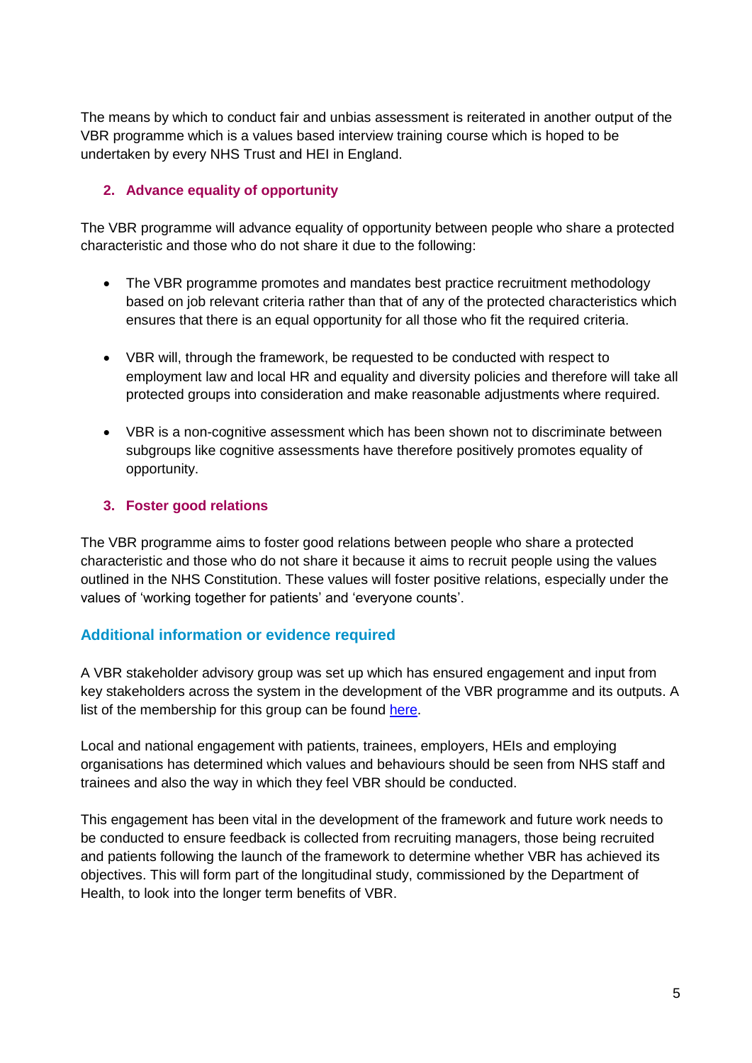The means by which to conduct fair and unbias assessment is reiterated in another output of the VBR programme which is a values based interview training course which is hoped to be undertaken by every NHS Trust and HEI in England.

### 2. Advance equality of opportunity

The VBR programme will advance equality of opportunity between people who share a protected characteristic and those who do not share it due to the following:

- The VBR programme promotes and mandates best practice recruitment methodology based on job relevant criteria rather than that of any of the protected characteristics which ensures that there is an equal opportunity for all those who fit the required criteria.

- VBR will, through the framework, be requested to be conducted with respect to employment law and local HR and equality and diversity policies and therefore will take all protected groups into consideration and make reasonable adjustments where required.

- VBR is a non-cognitive assessment which has been shown not to discriminate between subgroups like cognitive assessments have therefore positively promotes equality of opportunity.

### 3. Foster good relations

The VBR programme aims to foster good relations between people who share a protected characteristic and those who do not share it because it aims to recruit people using the values outlined in the NHS Constitution. These values will foster positive relations, especially under the values of 'working together for patients' and 'everyone counts'.

## Additional information or evidence required

A VBR stakeholder advisory group was set up which has ensured engagement and input from key stakeholders across the system in the development of the VBR programme and its outputs. A list of the membership for this group can be found here.

Local and national engagement with patients, trainees, employers, HEIs and employing organisations has determined which values and behaviours should be seen from NHS staff and trainees and also the way in which they feel VBR should be conducted.

This engagement has been vital in the development of the framework and future work needs to be conducted to ensure feedback is collected from recruiting managers, those being recruited and patients following the launch of the framework to determine whether VBR has achieved its objectives. This will form part of the longitudinal study, commissioned by the Department of Health, to look into the longer term benefits of VBR.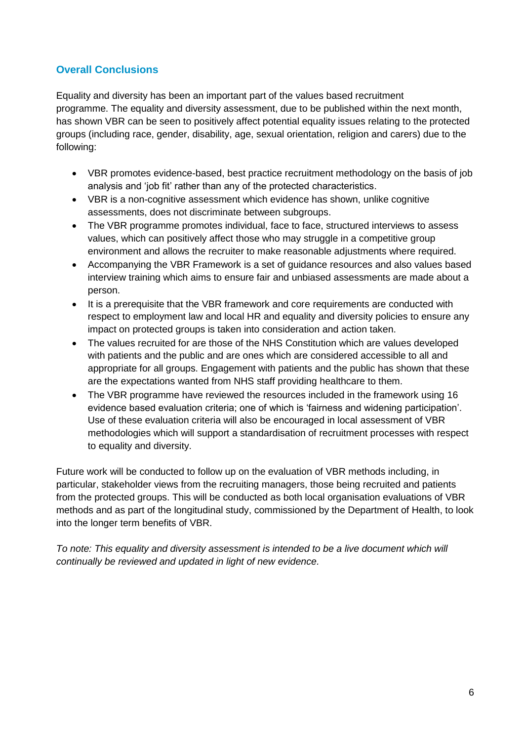## Overall Conclusions

Equality and diversity has been an important part of the values based recruitment programme. The equality and diversity assessment, due to be published within the next month, has shown VBR can be seen to positively affect potential equality issues relating to the protected groups (including race, gender, disability, age, sexual orientation, religion and carers) due to the following:

- VBR promotes evidence-based, best practice recruitment methodology on the basis of job analysis and 'job fit' rather than any of the protected characteristics.
- VBR is a non-cognitive assessment which evidence has shown, unlike cognitive assessments, does not discriminate between subgroups.
- The VBR programme promotes individual, face to face, structured interviews to assess values, which can positively affect those who may struggle in a competitive group environment and allows the recruiter to make reasonable adjustments where required.
- Accompanying the VBR Framework is a set of guidance resources and also values based interview training which aims to ensure fair and unbiased assessments are made about a person.
- It is a prerequisite that the VBR framework and core requirements are conducted with respect to employment law and local HR and equality and diversity policies to ensure any impact on protected groups is taken into consideration and action taken.
- The values recruited for are those of the NHS Constitution which are values developed with patients and the public and are ones which are considered accessible to all and appropriate for all groups. Engagement with patients and the public has shown that these are the expectations wanted from NHS staff providing healthcare to them.
- The VBR programme have reviewed the resources included in the framework using 16 evidence based evaluation criteria; one of which is 'fairness and widening participation'. Use of these evaluation criteria will also be encouraged in local assessment of VBR methodologies which will support a standardisation of recruitment processes with respect to equality and diversity.

Future work will be conducted to follow up on the evaluation of VBR methods including, in particular, stakeholder views from the recruiting managers, those being recruited and patients from the protected groups. This will be conducted as both local organisation evaluations of VBR methods and as part of the longitudinal study, commissioned by the Department of Health, to look into the longer term benefits of VBR.

*To note: This equality and diversity assessment is intended to be a live document which will continually be reviewed and updated in light of new evidence.*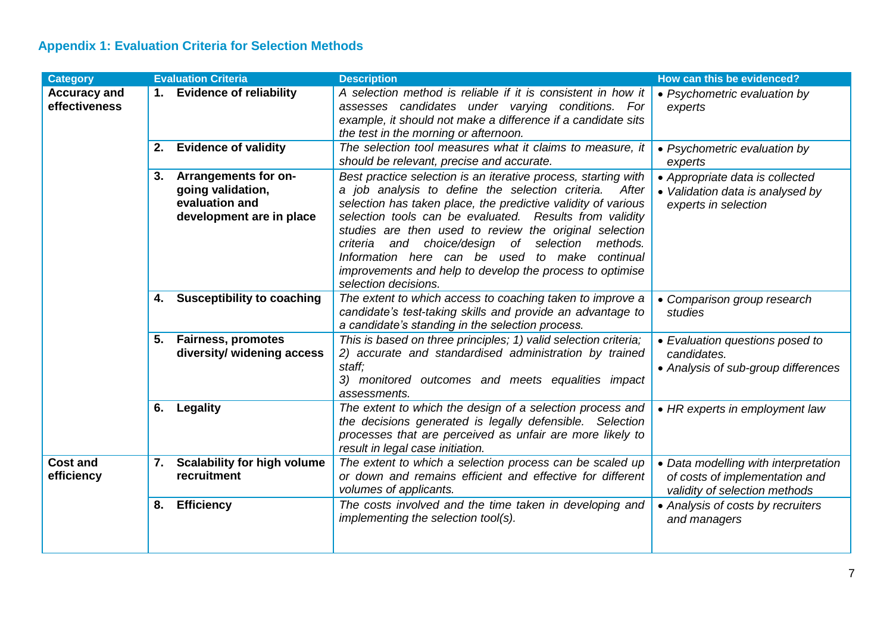## Appendix 1: Evaluation Criteria for Selection Methods

| Category | Evaluation Criteria | Description | How can this be evidenced? |
|---|---|---|---|
| **Accuracy and effectiveness** | **1. Evidence of reliability** | *A selection method is reliable if it is consistent in how it assesses candidates under varying conditions. For example, it should not make a difference if a candidate sits the test in the morning or afternoon.* | • *Psychometric evaluation by experts* |
| | **2. Evidence of validity** | *The selection tool measures what it claims to measure, it should be relevant, precise and accurate.* | • *Psychometric evaluation by experts* |
| | **3. Arrangements for on-going validation, evaluation and development are in place** | *Best practice selection is an iterative process, starting with a job analysis to define the selection criteria. After selection has taken place, the predictive validity of various selection tools can be evaluated. Results from validity studies are then used to review the original selection criteria and choice/design of selection methods. Information here can be used to make continual improvements and help to develop the process to optimise selection decisions.* | • *Appropriate data is collected* <br> • *Validation data is analysed by experts in selection* |
| | **4. Susceptibility to coaching** | *The extent to which access to coaching taken to improve a candidate's test-taking skills and provide an advantage to a candidate's standing in the selection process.* | • *Comparison group research studies* |
| | **5. Fairness, promotes diversity/ widening access** | *This is based on three principles; 1) valid selection criteria; 2) accurate and standardised administration by trained staff; 3) monitored outcomes and meets equalities impact assessments.* | • *Evaluation questions posed to candidates.* <br> • *Analysis of sub-group differences* |
| | **6. Legality** | *The extent to which the design of a selection process and the decisions generated is legally defensible. Selection processes that are perceived as unfair are more likely to result in legal case initiation.* | • *HR experts in employment law* |
| **Cost and efficiency** | **7. Scalability for high volume recruitment** | *The extent to which a selection process can be scaled up or down and remains efficient and effective for different volumes of applicants.* | • *Data modelling with interpretation of costs of implementation and validity of selection methods* |
| | **8. Efficiency** | *The costs involved and the time taken in developing and implementing the selection tool(s).* | • *Analysis of costs by recruiters and managers* |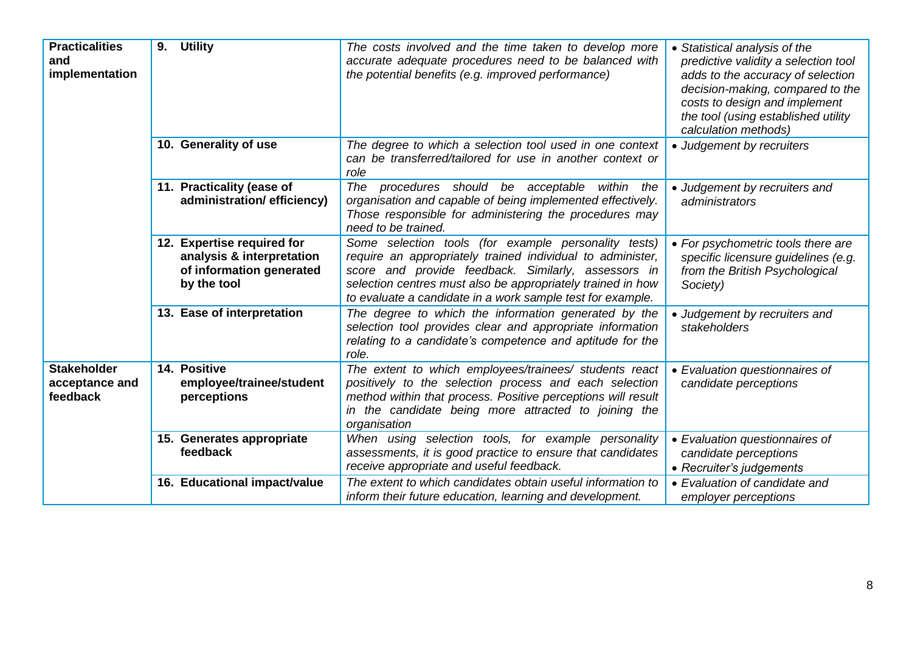| | | | |
|---|---|---|---|
| **Practicalities and implementation** | **9. Utility** | *The costs involved and the time taken to develop more accurate adequate procedures need to be balanced with the potential benefits (e.g. improved performance)* | • *Statistical analysis of the predictive validity a selection tool adds to the accuracy of selection decision-making, compared to the costs to design and implement the tool (using established utility calculation methods)* |
| | **10. Generality of use** | *The degree to which a selection tool used in one context can be transferred/tailored for use in another context or role* | • *Judgement by recruiters* |
| | **11. Practicality (ease of administration/ efficiency)** | *The procedures should be acceptable within the organisation and capable of being implemented effectively. Those responsible for administering the procedures may need to be trained.* | • *Judgement by recruiters and administrators* |
| | **12. Expertise required for analysis & interpretation of information generated by the tool** | *Some selection tools (for example personality tests) require an appropriately trained individual to administer, score and provide feedback. Similarly, assessors in selection centres must also be appropriately trained in how to evaluate a candidate in a work sample test for example.* | • *For psychometric tools there are specific licensure guidelines (e.g. from the British Psychological Society)* |
| | **13. Ease of interpretation** | *The degree to which the information generated by the selection tool provides clear and appropriate information relating to a candidate's competence and aptitude for the role.* | • *Judgement by recruiters and stakeholders* |
| **Stakeholder acceptance and feedback** | **14. Positive employee/trainee/student perceptions** | *The extent to which employees/trainees/ students react positively to the selection process and each selection method within that process. Positive perceptions will result in the candidate being more attracted to joining the organisation* | • *Evaluation questionnaires of candidate perceptions* |
| | **15. Generates appropriate feedback** | *When using selection tools, for example personality assessments, it is good practice to ensure that candidates receive appropriate and useful feedback.* | • *Evaluation questionnaires of candidate perceptions*<br>• *Recruiter's judgements* |
| | **16. Educational impact/value** | *The extent to which candidates obtain useful information to inform their future education, learning and development.* | • *Evaluation of candidate and employer perceptions* |